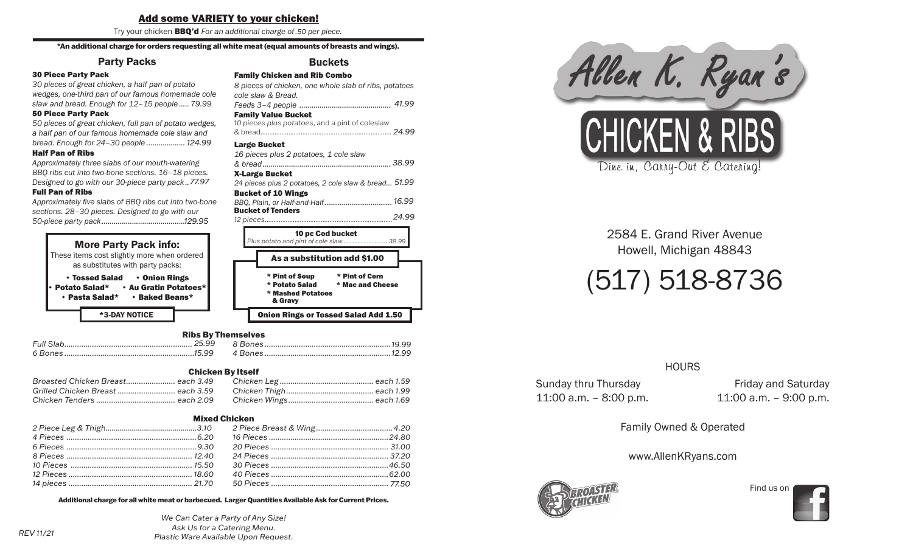## Add some VARIETY to your chicken!

Try your chicken **BBQ'd** *For an additional charge of .50 per piece.*

**\*An additional charge for orders requesting all white meat (equal amounts of breasts and wings).**

## Party Packs

**30 Piece Party Pack**
*30 pieces of great chicken, a half pan of potato wedges, one-third pan of our famous homemade cole slaw and bread. Enough for 12–15 people ..... 79.99*

**50 Piece Party Pack**
*50 pieces of great chicken, full pan of potato wedges, a half pan of our famous homemade cole slaw and bread. Enough for 24–30 people ................... 124.99*

**Half Pan of Ribs**
*Approximately three slabs of our mouth-watering BBQ ribs cut into two-bone sections. 16–18 pieces. Designed to go with our 30-piece party pack .. 77.97*

**Full Pan of Ribs**
*Approximately five slabs of BBQ ribs cut into two-bone sections. 28–30 pieces. Designed to go with our 50-piece party pack ......................................... 129.95*

### More Party Pack info:

These items cost slightly more when ordered as substitutes with party packs:

- Tossed Salad
- Onion Rings
- Potato Salad*
- Au Gratin Potatoes*
- Pasta Salad*
- Baked Beans*

**\*3-DAY NOTICE**

## Buckets

**Family Chicken and Rib Combo**
*8 pieces of chicken, one whole slab of ribs, potatoes cole slaw & Bread.*
*Feeds 3–4 people ............................................ 41.99*

**Family Value Bucket**
10 pieces plus potatoes, and a pint of coleslaw & bread ........................................ *24.99*

**Large Bucket**
*16 pieces plus 2 potatoes, 1 cole slaw & bread ............................................. 38.99*

**X-Large Bucket**
*24 pieces plus 2 potatoes, 2 cole slaw & bread... 51.99*

**Bucket of 10 Wings**
*BBQ, Plain, or Half-and-Half ................................ 16.99*

**Bucket of Tenders**
*12 pieces ......................................................... 24.99*

**10 pc Cod bucket**
*Plus potato and pint of cole slaw ............................ 38.99*

**As a substitution add $1.00**

- \* Pint of Soup
- \* Pint of Corn
- \* Potato Salad
- \* Mac and Cheese
- \* Mashed Potatoes & Gravy

**Onion Rings or Tossed Salad Add 1.50**

### Ribs By Themselves

| | | | |
|---|---|---|---|
| *Full Slab* | *25.99* | *8 Bones* | *19.99* |
| *6 Bones* | *15.99* | *4 Bones* | *12.99* |

### Chicken By Itself

| | | | |
|---|---|---|---|
| *Broasted Chicken Breast* | *each 3.49* | *Chicken Leg* | *each 1.59* |
| *Grilled Chicken Breast* | *each 3.59* | *Chicken Thigh* | *each 1.99* |
| *Chicken Tenders* | *each 2.09* | *Chicken Wings* | *each 1.69* |

### Mixed Chicken

| | | | |
|---|---|---|---|
| *2 Piece Leg & Thigh* | *3.10* | *2 Piece Breast & Wing* | *4.20* |
| *4 Pieces* | *6.20* | *16 Pieces* | *24.80* |
| *6 Pieces* | *9.30* | *20 Pieces* | *31.00* |
| *8 Pieces* | *12.40* | *24 Pieces* | *37.20* |
| *10 Pieces* | *15.50* | *30 Pieces* | *46.50* |
| *12 Pieces* | *18.60* | *40 Pieces* | *62.00* |
| *14 pieces* | *21.70* | *50 Pieces* | *77.50* |

**Additional charge for all white meat or barbecued. Larger Quantities Available Ask for Current Prices.**

*We Can Cater a Party of Any Size!*
*Ask Us for a Catering Menu.*
*Plastic Ware Available Upon Request.*

*REV 11/21*

# Allen K. Ryan's

# CHICKEN & RIBS

Dine in, Carry-Out & Catering!

2584 E. Grand River Avenue
Howell, Michigan 48843

# (517) 518-8736

### HOURS

| Sunday thru Thursday | Friday and Saturday |
|---|---|
| 11:00 a.m. – 8:00 p.m. | 11:00 a.m. – 9:00 p.m. |

Family Owned & Operated

www.AllenKRyans.com

BROASTER CHICKEN

Find us on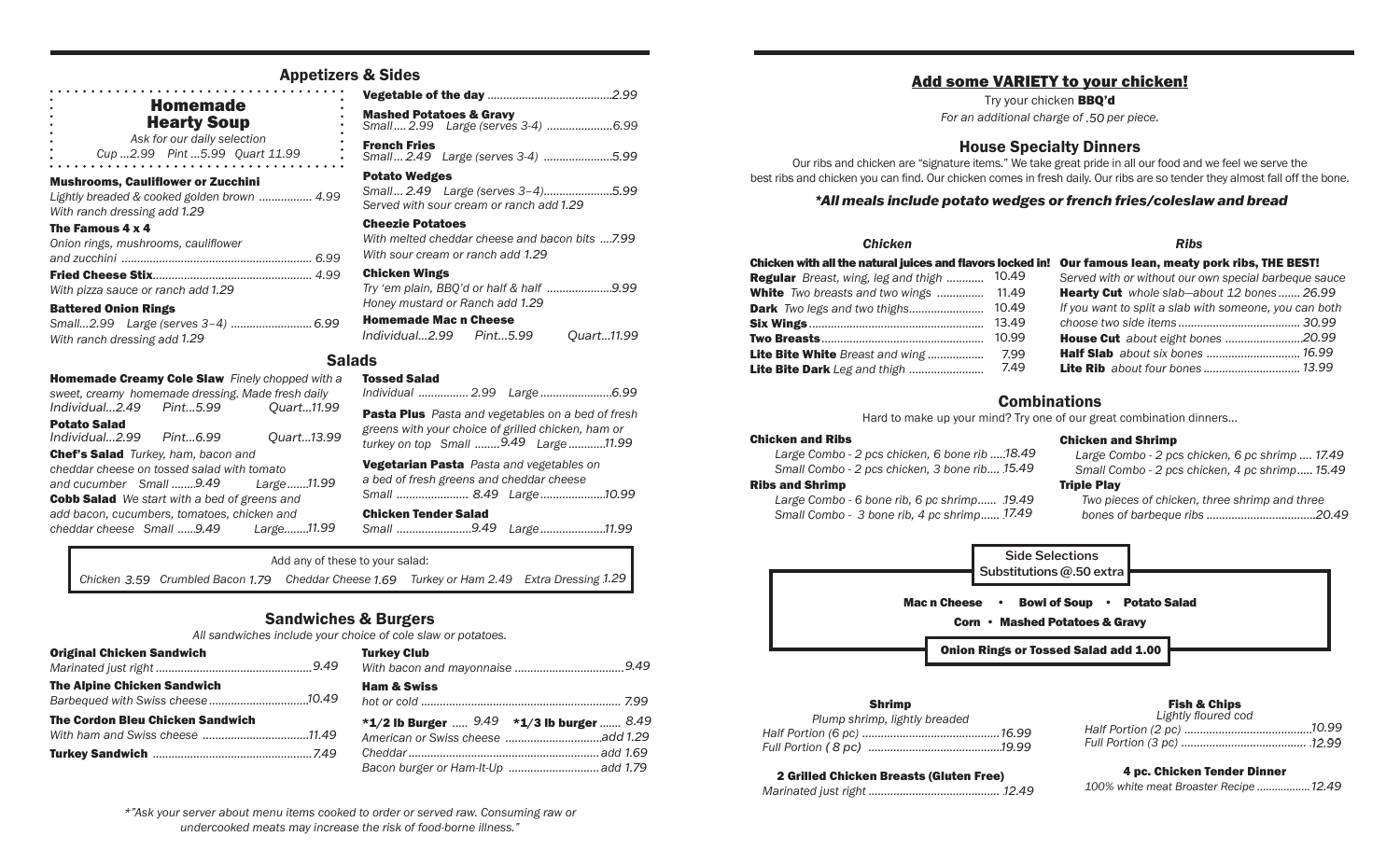## Appetizers & Sides

### Homemade Hearty Soup

*Ask for our daily selection*

*Cup ...2.99 Pint ...5.99 Quart 11.99*

**Mushrooms, Cauliflower or Zucchini**
*Lightly breaded & cooked golden brown* ................. 4.99
*With ranch dressing add 1.29*

**The Famous 4 x 4**
*Onion rings, mushrooms, cauliflower and zucchini* ............ 6.99

**Fried Cheese Stix** .................. 4.99
*With pizza sauce or ranch add 1.29*

**Battered Onion Rings**
*Small...2.99 Large (serves 3–4)* .......... 6.99
*With ranch dressing add 1.29*

**Vegetable of the day** ............ *2.99*

**Mashed Potatoes & Gravy**
*Small .... 2.99 Large (serves 3-4)* ............ *6.99*

**French Fries**
*Small ... 2.49 Large (serves 3-4)* ............ *5.99*

**Potato Wedges**
*Small ... 2.49 Large (serves 3–4)* ............ *5.99*
*Served with sour cream or ranch add 1.29*

**Cheezie Potatoes**
*With melted cheddar cheese and bacon bits ....7.99*
*With sour cream or ranch add 1.29*

**Chicken Wings**
*Try 'em plain, BBQ'd or half & half* ............ *9.99*
*Honey mustard or Ranch add 1.29*

**Homemade Mac n Cheese**
*Individual...2.99 Pint...5.99 Quart...11.99*

## Salads

**Homemade Creamy Cole Slaw** *Finely chopped with a sweet, creamy homemade dressing. Made fresh daily*
*Individual...2.49 Pint...5.99 Quart...11.99*

**Potato Salad**
*Individual...2.99 Pint...6.99 Quart...13.99*

**Chef's Salad** *Turkey, ham, bacon and cheddar cheese on tossed salad with tomato and cucumber Small ........9.49 Large .......11.99*

**Cobb Salad** *We start with a bed of greens and add bacon, cucumbers, tomatoes, chicken and cheddar cheese Small ......9.49 Large........11.99*

**Tossed Salad**
*Individual ................ 2.99 Large ............ 6.99*

**Pasta Plus** *Pasta and vegetables on a bed of fresh greens with your choice of grilled chicken, ham or turkey on top Small ........9.49 Large ...........11.99*

**Vegetarian Pasta** *Pasta and vegetables on a bed of fresh greens and cheddar cheese*
*Small ........ 8.49 Large ............ 10.99*

**Chicken Tender Salad**
*Small ............ 9.49 Large ............ 11.99*

Add any of these to your salad:
*Chicken 3.59 Crumbled Bacon 1.79 Cheddar Cheese 1.69 Turkey or Ham 2.49 Extra Dressing 1.29*

## Sandwiches & Burgers

*All sandwiches include your choice of cole slaw or potatoes.*

**Original Chicken Sandwich**
*Marinated just right* ............ *9.49*

**The Alpine Chicken Sandwich**
*Barbequed with Swiss cheese* ............ *10.49*

**The Cordon Bleu Chicken Sandwich**
*With ham and Swiss cheese* ............ *11.49*

**Turkey Sandwich** ............ *7.49*

**Turkey Club**
*With bacon and mayonnaise* ............ *9.49*

**Ham & Swiss**
*hot or cold* ............ *7.99*

**\*1/2 lb Burger** ..... *9.49* **\*1/3 lb burger** ....... *8.49*
*American or Swiss cheese* ............ *add 1.29*
*Cheddar* ............ *add 1.69*
*Bacon burger or Ham-It-Up* ............ *add 1.79*

*\*"Ask your server about menu items cooked to order or served raw. Consuming raw or undercooked meats may increase the risk of food-borne illness."*

## Add some VARIETY to your chicken!

Try your chicken **BBQ'd**

*For an additional charge of .50 per piece.*

## House Specialty Dinners

Our ribs and chicken are "signature items." We take great pride in all our food and we feel we serve the best ribs and chicken you can find. Our chicken comes in fresh daily. Our ribs are so tender they almost fall off the bone.

***\*All meals include potato wedges or french fries/coleslaw and bread***

### *Chicken*

**Chicken with all the natural juices and flavors locked in!**

**Regular** *Breast, wing, leg and thigh* ............ 10.49
**White** *Two breasts and two wings* ............ 11.49
**Dark** *Two legs and two thighs* ............ 10.49
**Six Wings** ............ 13.49
**Two Breasts** ............ 10.99
**Lite Bite White** *Breast and wing* ............ 7.99
**Lite Bite Dark** *Leg and thigh* ............ 7.49

### *Ribs*

**Our famous lean, meaty pork ribs, THE BEST!**
*Served with or without our own special barbeque sauce*

**Hearty Cut** *whole slab—about 12 bones ....... 26.99*
*If you want to split a slab with someone, you can both choose two side items* ............ *30.99*
**House Cut** *about eight bones* ............ *20.99*
**Half Slab** *about six bones* ............ *16.99*
**Lite Rib** *about four bones* ............ *13.99*

## Combinations

Hard to make up your mind? Try one of our great combination dinners...

**Chicken and Ribs**
*Large Combo - 2 pcs chicken, 6 bone rib .....18.49*
*Small Combo - 2 pcs chicken, 3 bone rib.... 15.49*

**Ribs and Shrimp**
*Large Combo - 6 bone rib, 6 pc shrimp...... 19.49*
*Small Combo - 3 bone rib, 4 pc shrimp...... 17.49*

**Chicken and Shrimp**
*Large Combo - 2 pcs chicken, 6 pc shrimp .... 17.49*
*Small Combo - 2 pcs chicken, 4 pc shrimp..... 15.49*

**Triple Play**
*Two pieces of chicken, three shrimp and three bones of barbeque ribs* ............ *20.49*

**Side Selections**
**Substitutions @.50 extra**

**Mac n Cheese • Bowl of Soup • Potato Salad**

**Corn • Mashed Potatoes & Gravy**

**Onion Rings or Tossed Salad add 1.00**

**Shrimp**
*Plump shrimp, lightly breaded*
*Half Portion (6 pc)* ............ *16.99*
*Full Portion ( 8 pc)* ............ *19.99*

**2 Grilled Chicken Breasts (Gluten Free)**
*Marinated just right* ............ *12.49*

**Fish & Chips**
*Lightly floured cod*
*Half Portion (2 pc)* ............ *10.99*
*Full Portion (3 pc)* ............ *12.99*

**4 pc. Chicken Tender Dinner**
*100% white meat Broaster Recipe* ............ *12.49*